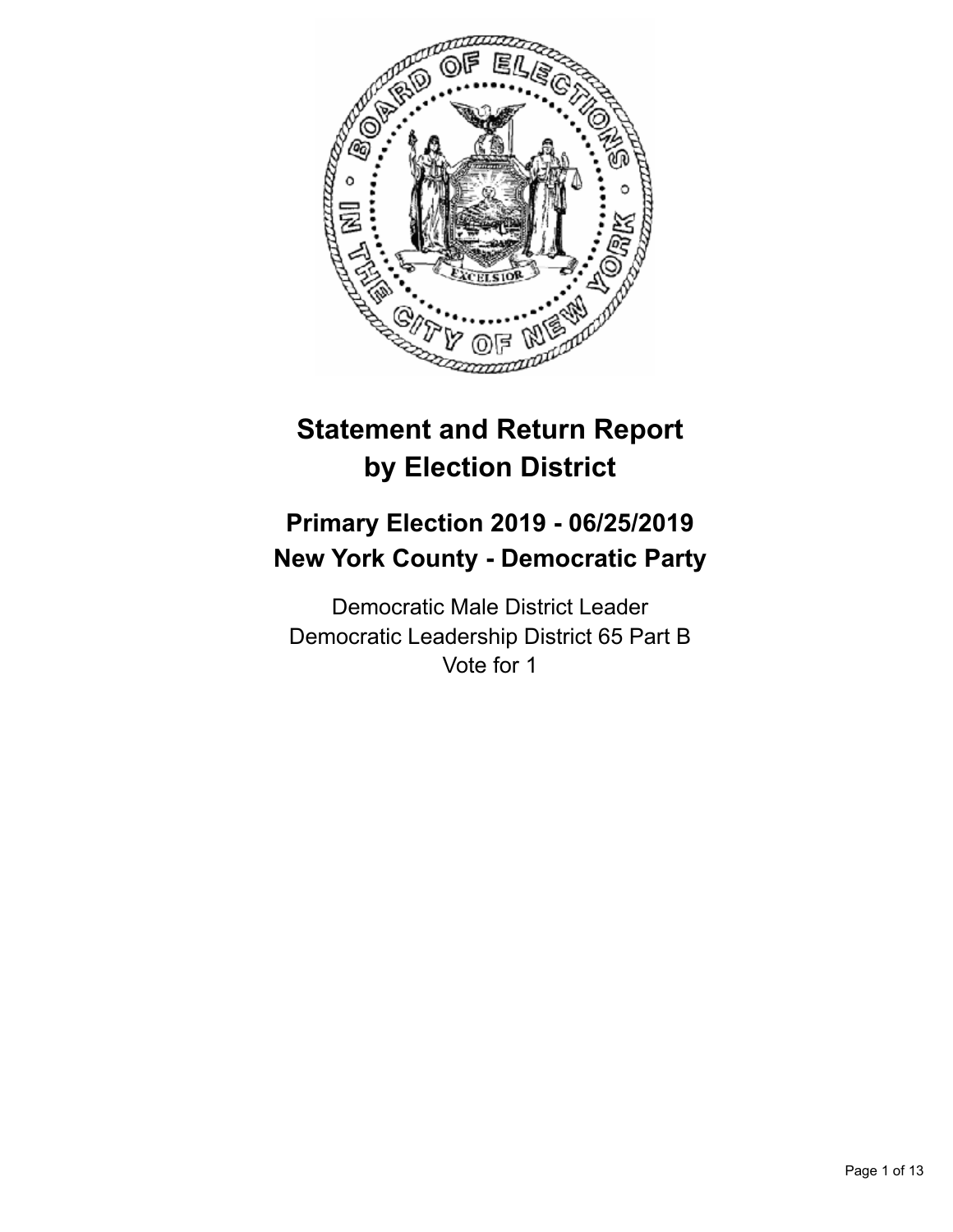# Statement and Return Report by Election District

## Primary Election 2019 - 06/25/2019
## New York County - Democratic Party

Democratic Male District Leader
Democratic Leadership District 65 Part B
Vote for 1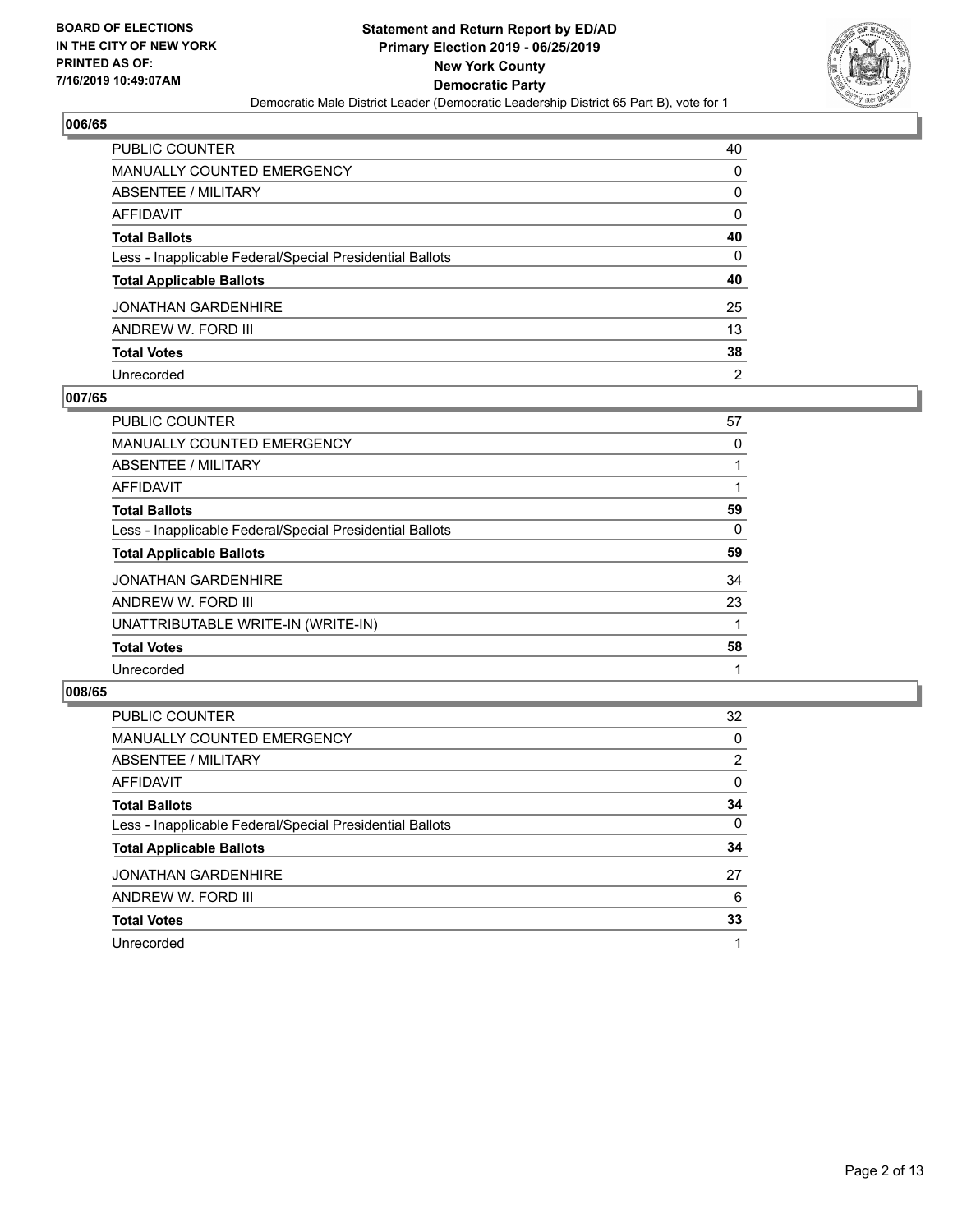## 006/65

| | |
|---|---|
| PUBLIC COUNTER | 40 |
| MANUALLY COUNTED EMERGENCY | 0 |
| ABSENTEE / MILITARY | 0 |
| AFFIDAVIT | 0 |
| **Total Ballots** | **40** |
| Less - Inapplicable Federal/Special Presidential Ballots | 0 |
| **Total Applicable Ballots** | **40** |
| JONATHAN GARDENHIRE | 25 |
| ANDREW W. FORD III | 13 |
| **Total Votes** | **38** |
| Unrecorded | 2 |

## 007/65

| | |
|---|---|
| PUBLIC COUNTER | 57 |
| MANUALLY COUNTED EMERGENCY | 0 |
| ABSENTEE / MILITARY | 1 |
| AFFIDAVIT | 1 |
| **Total Ballots** | **59** |
| Less - Inapplicable Federal/Special Presidential Ballots | 0 |
| **Total Applicable Ballots** | **59** |
| JONATHAN GARDENHIRE | 34 |
| ANDREW W. FORD III | 23 |
| UNATTRIBUTABLE WRITE-IN (WRITE-IN) | 1 |
| **Total Votes** | **58** |
| Unrecorded | 1 |

## 008/65

| | |
|---|---|
| PUBLIC COUNTER | 32 |
| MANUALLY COUNTED EMERGENCY | 0 |
| ABSENTEE / MILITARY | 2 |
| AFFIDAVIT | 0 |
| **Total Ballots** | **34** |
| Less - Inapplicable Federal/Special Presidential Ballots | 0 |
| **Total Applicable Ballots** | **34** |
| JONATHAN GARDENHIRE | 27 |
| ANDREW W. FORD III | 6 |
| **Total Votes** | **33** |
| Unrecorded | 1 |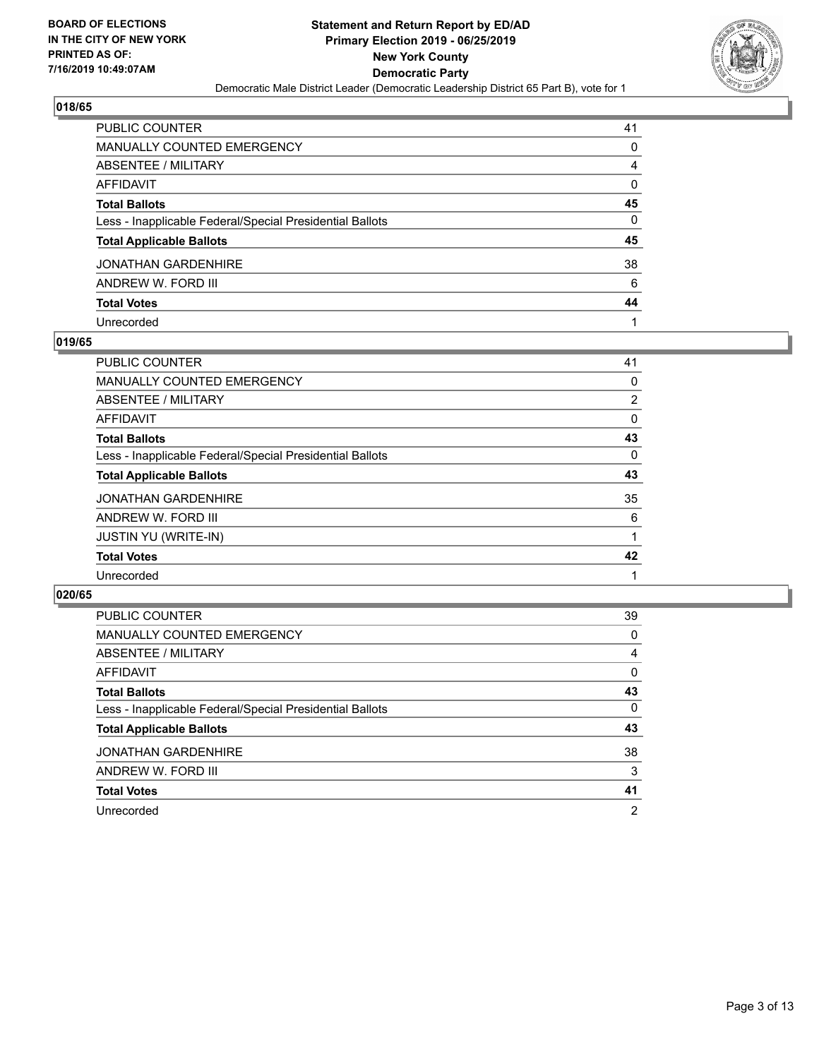**BOARD OF ELECTIONS IN THE CITY OF NEW YORK PRINTED AS OF: 7/16/2019 10:49:07AM**

# Statement and Return Report by ED/AD
## Primary Election 2019 - 06/25/2019
## New York County
## Democratic Party
Democratic Male District Leader (Democratic Leadership District 65 Part B), vote for 1

### 018/65

| | |
|---|---|
| PUBLIC COUNTER | 41 |
| MANUALLY COUNTED EMERGENCY | 0 |
| ABSENTEE / MILITARY | 4 |
| AFFIDAVIT | 0 |
| **Total Ballots** | **45** |
| Less - Inapplicable Federal/Special Presidential Ballots | 0 |
| **Total Applicable Ballots** | **45** |
| JONATHAN GARDENHIRE | 38 |
| ANDREW W. FORD III | 6 |
| **Total Votes** | **44** |
| Unrecorded | 1 |

### 019/65

| | |
|---|---|
| PUBLIC COUNTER | 41 |
| MANUALLY COUNTED EMERGENCY | 0 |
| ABSENTEE / MILITARY | 2 |
| AFFIDAVIT | 0 |
| **Total Ballots** | **43** |
| Less - Inapplicable Federal/Special Presidential Ballots | 0 |
| **Total Applicable Ballots** | **43** |
| JONATHAN GARDENHIRE | 35 |
| ANDREW W. FORD III | 6 |
| JUSTIN YU (WRITE-IN) | 1 |
| **Total Votes** | **42** |
| Unrecorded | 1 |

### 020/65

| | |
|---|---|
| PUBLIC COUNTER | 39 |
| MANUALLY COUNTED EMERGENCY | 0 |
| ABSENTEE / MILITARY | 4 |
| AFFIDAVIT | 0 |
| **Total Ballots** | **43** |
| Less - Inapplicable Federal/Special Presidential Ballots | 0 |
| **Total Applicable Ballots** | **43** |
| JONATHAN GARDENHIRE | 38 |
| ANDREW W. FORD III | 3 |
| **Total Votes** | **41** |
| Unrecorded | 2 |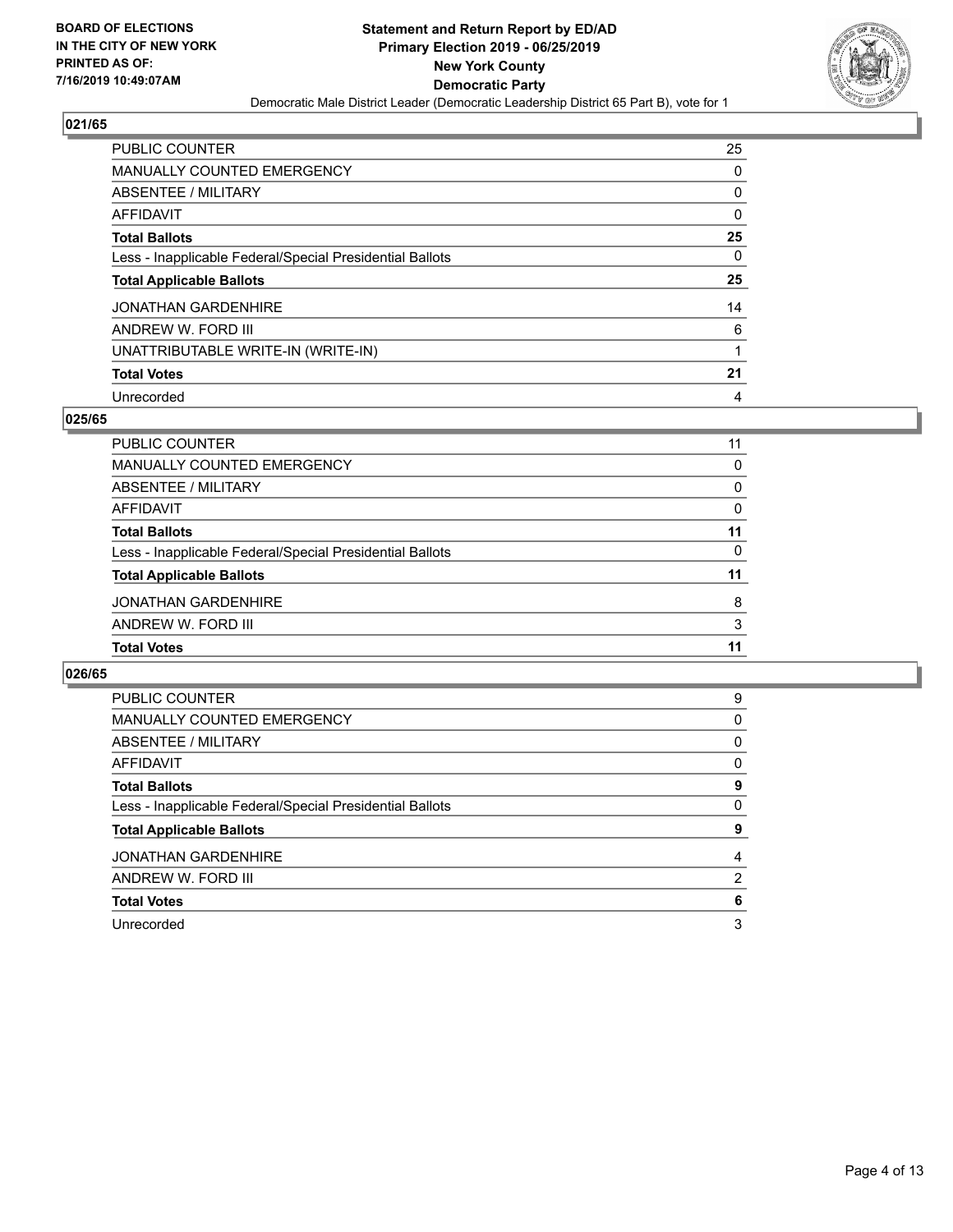## 021/65

| | |
|---|---|
| PUBLIC COUNTER | 25 |
| MANUALLY COUNTED EMERGENCY | 0 |
| ABSENTEE / MILITARY | 0 |
| AFFIDAVIT | 0 |
| **Total Ballots** | **25** |
| Less - Inapplicable Federal/Special Presidential Ballots | 0 |
| **Total Applicable Ballots** | **25** |
| JONATHAN GARDENHIRE | 14 |
| ANDREW W. FORD III | 6 |
| UNATTRIBUTABLE WRITE-IN (WRITE-IN) | 1 |
| **Total Votes** | **21** |
| Unrecorded | 4 |

## 025/65

| | |
|---|---|
| PUBLIC COUNTER | 11 |
| MANUALLY COUNTED EMERGENCY | 0 |
| ABSENTEE / MILITARY | 0 |
| AFFIDAVIT | 0 |
| **Total Ballots** | **11** |
| Less - Inapplicable Federal/Special Presidential Ballots | 0 |
| **Total Applicable Ballots** | **11** |
| JONATHAN GARDENHIRE | 8 |
| ANDREW W. FORD III | 3 |
| **Total Votes** | **11** |

## 026/65

| | |
|---|---|
| PUBLIC COUNTER | 9 |
| MANUALLY COUNTED EMERGENCY | 0 |
| ABSENTEE / MILITARY | 0 |
| AFFIDAVIT | 0 |
| **Total Ballots** | **9** |
| Less - Inapplicable Federal/Special Presidential Ballots | 0 |
| **Total Applicable Ballots** | **9** |
| JONATHAN GARDENHIRE | 4 |
| ANDREW W. FORD III | 2 |
| **Total Votes** | **6** |
| Unrecorded | 3 |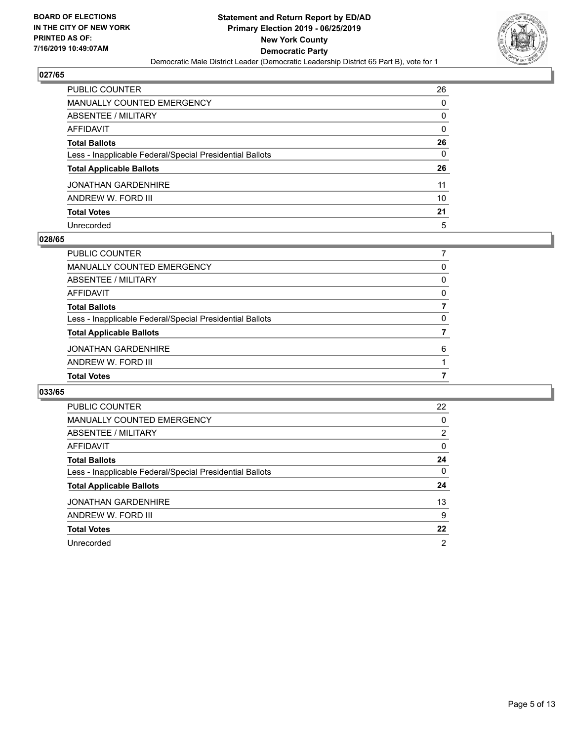## 027/65

| | |
|---|---|
| PUBLIC COUNTER | 26 |
| MANUALLY COUNTED EMERGENCY | 0 |
| ABSENTEE / MILITARY | 0 |
| AFFIDAVIT | 0 |
| **Total Ballots** | **26** |
| Less - Inapplicable Federal/Special Presidential Ballots | 0 |
| **Total Applicable Ballots** | **26** |
| JONATHAN GARDENHIRE | 11 |
| ANDREW W. FORD III | 10 |
| **Total Votes** | **21** |
| Unrecorded | 5 |

## 028/65

| | |
|---|---|
| PUBLIC COUNTER | 7 |
| MANUALLY COUNTED EMERGENCY | 0 |
| ABSENTEE / MILITARY | 0 |
| AFFIDAVIT | 0 |
| **Total Ballots** | **7** |
| Less - Inapplicable Federal/Special Presidential Ballots | 0 |
| **Total Applicable Ballots** | **7** |
| JONATHAN GARDENHIRE | 6 |
| ANDREW W. FORD III | 1 |
| **Total Votes** | **7** |

## 033/65

| | |
|---|---|
| PUBLIC COUNTER | 22 |
| MANUALLY COUNTED EMERGENCY | 0 |
| ABSENTEE / MILITARY | 2 |
| AFFIDAVIT | 0 |
| **Total Ballots** | **24** |
| Less - Inapplicable Federal/Special Presidential Ballots | 0 |
| **Total Applicable Ballots** | **24** |
| JONATHAN GARDENHIRE | 13 |
| ANDREW W. FORD III | 9 |
| **Total Votes** | **22** |
| Unrecorded | 2 |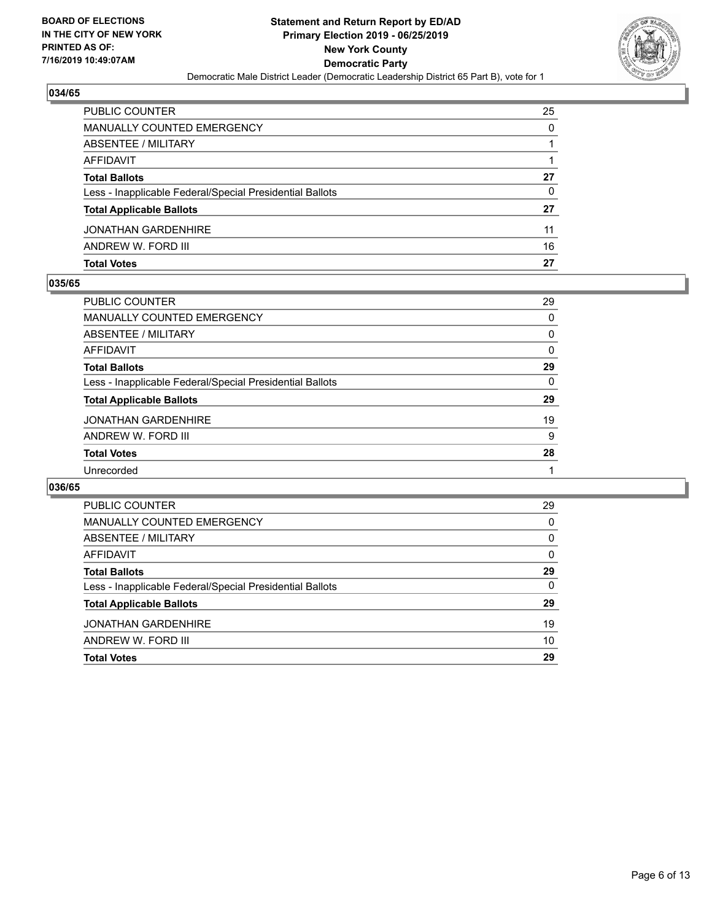## 034/65

| | |
|---|---|
| PUBLIC COUNTER | 25 |
| MANUALLY COUNTED EMERGENCY | 0 |
| ABSENTEE / MILITARY | 1 |
| AFFIDAVIT | 1 |
| **Total Ballots** | **27** |
| Less - Inapplicable Federal/Special Presidential Ballots | 0 |
| **Total Applicable Ballots** | **27** |
| JONATHAN GARDENHIRE | 11 |
| ANDREW W. FORD III | 16 |
| **Total Votes** | **27** |

## 035/65

| | |
|---|---|
| PUBLIC COUNTER | 29 |
| MANUALLY COUNTED EMERGENCY | 0 |
| ABSENTEE / MILITARY | 0 |
| AFFIDAVIT | 0 |
| **Total Ballots** | **29** |
| Less - Inapplicable Federal/Special Presidential Ballots | 0 |
| **Total Applicable Ballots** | **29** |
| JONATHAN GARDENHIRE | 19 |
| ANDREW W. FORD III | 9 |
| **Total Votes** | **28** |
| Unrecorded | 1 |

## 036/65

| | |
|---|---|
| PUBLIC COUNTER | 29 |
| MANUALLY COUNTED EMERGENCY | 0 |
| ABSENTEE / MILITARY | 0 |
| AFFIDAVIT | 0 |
| **Total Ballots** | **29** |
| Less - Inapplicable Federal/Special Presidential Ballots | 0 |
| **Total Applicable Ballots** | **29** |
| JONATHAN GARDENHIRE | 19 |
| ANDREW W. FORD III | 10 |
| **Total Votes** | **29** |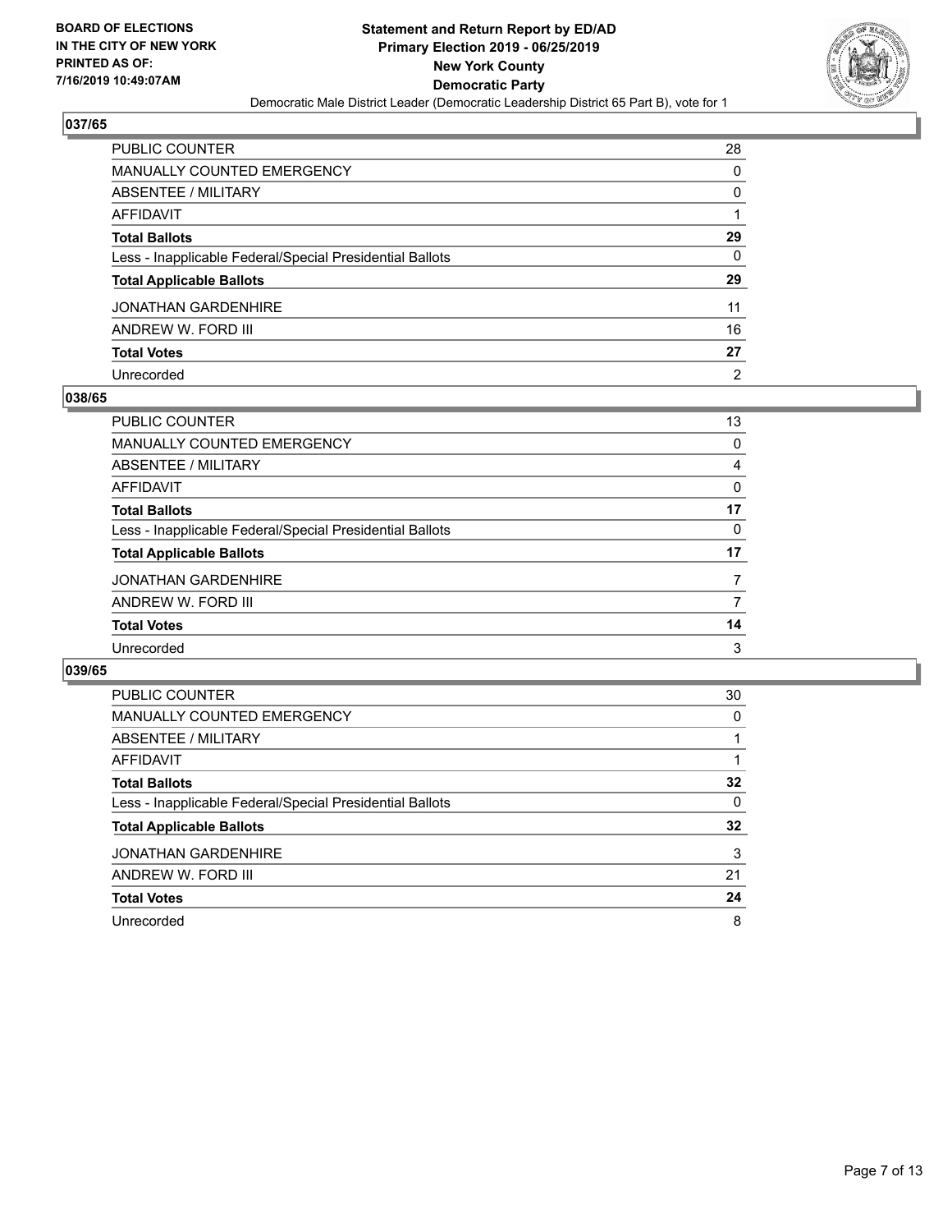**BOARD OF ELECTIONS IN THE CITY OF NEW YORK PRINTED AS OF: 7/16/2019 10:49:07AM**

**Statement and Return Report by ED/AD**
**Primary Election 2019 - 06/25/2019**
**New York County**
**Democratic Party**
Democratic Male District Leader (Democratic Leadership District 65 Part B), vote for 1

## 037/65

| | |
|---|---|
| PUBLIC COUNTER | 28 |
| MANUALLY COUNTED EMERGENCY | 0 |
| ABSENTEE / MILITARY | 0 |
| AFFIDAVIT | 1 |
| **Total Ballots** | **29** |
| Less - Inapplicable Federal/Special Presidential Ballots | 0 |
| **Total Applicable Ballots** | **29** |
| JONATHAN GARDENHIRE | 11 |
| ANDREW W. FORD III | 16 |
| **Total Votes** | **27** |
| Unrecorded | 2 |

## 038/65

| | |
|---|---|
| PUBLIC COUNTER | 13 |
| MANUALLY COUNTED EMERGENCY | 0 |
| ABSENTEE / MILITARY | 4 |
| AFFIDAVIT | 0 |
| **Total Ballots** | **17** |
| Less - Inapplicable Federal/Special Presidential Ballots | 0 |
| **Total Applicable Ballots** | **17** |
| JONATHAN GARDENHIRE | 7 |
| ANDREW W. FORD III | 7 |
| **Total Votes** | **14** |
| Unrecorded | 3 |

## 039/65

| | |
|---|---|
| PUBLIC COUNTER | 30 |
| MANUALLY COUNTED EMERGENCY | 0 |
| ABSENTEE / MILITARY | 1 |
| AFFIDAVIT | 1 |
| **Total Ballots** | **32** |
| Less - Inapplicable Federal/Special Presidential Ballots | 0 |
| **Total Applicable Ballots** | **32** |
| JONATHAN GARDENHIRE | 3 |
| ANDREW W. FORD III | 21 |
| **Total Votes** | **24** |
| Unrecorded | 8 |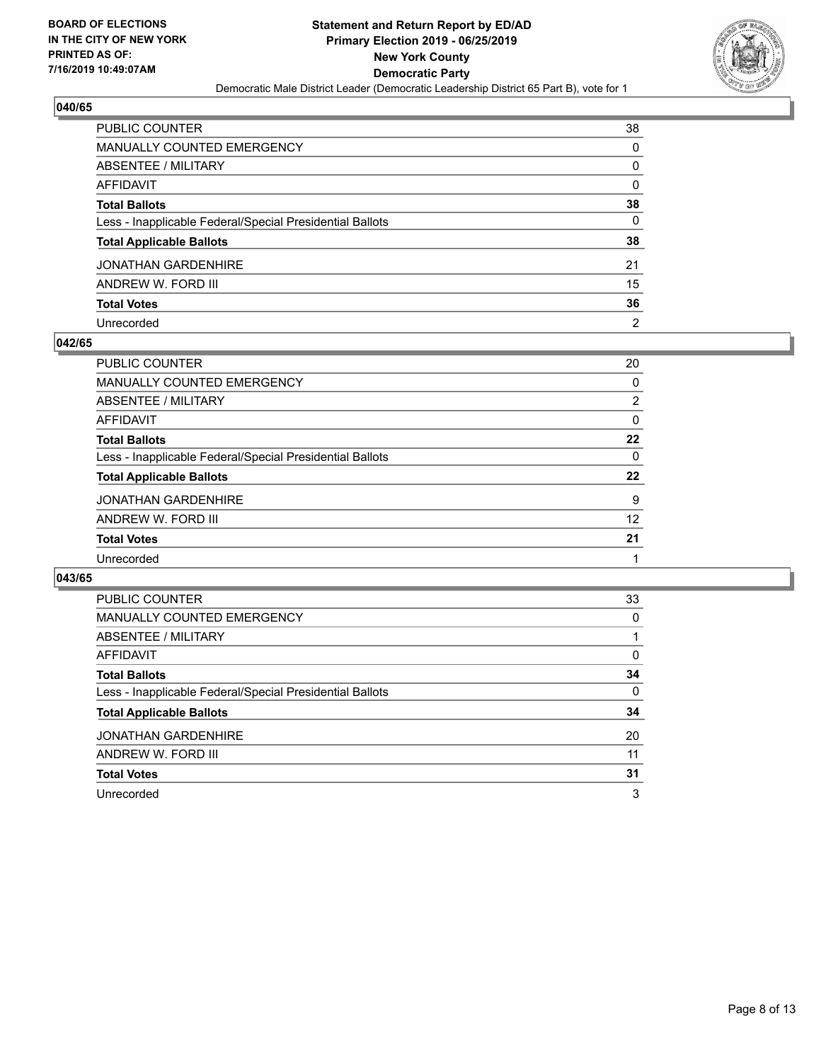**BOARD OF ELECTIONS IN THE CITY OF NEW YORK PRINTED AS OF: 7/16/2019 10:49:07AM**

**Statement and Return Report by ED/AD**
**Primary Election 2019 - 06/25/2019**
**New York County**
**Democratic Party**
Democratic Male District Leader (Democratic Leadership District 65 Part B), vote for 1

### 040/65

| | |
|---|---|
| PUBLIC COUNTER | 38 |
| MANUALLY COUNTED EMERGENCY | 0 |
| ABSENTEE / MILITARY | 0 |
| AFFIDAVIT | 0 |
| **Total Ballots** | **38** |
| Less - Inapplicable Federal/Special Presidential Ballots | 0 |
| **Total Applicable Ballots** | **38** |
| JONATHAN GARDENHIRE | 21 |
| ANDREW W. FORD III | 15 |
| **Total Votes** | **36** |
| Unrecorded | 2 |

### 042/65

| | |
|---|---|
| PUBLIC COUNTER | 20 |
| MANUALLY COUNTED EMERGENCY | 0 |
| ABSENTEE / MILITARY | 2 |
| AFFIDAVIT | 0 |
| **Total Ballots** | **22** |
| Less - Inapplicable Federal/Special Presidential Ballots | 0 |
| **Total Applicable Ballots** | **22** |
| JONATHAN GARDENHIRE | 9 |
| ANDREW W. FORD III | 12 |
| **Total Votes** | **21** |
| Unrecorded | 1 |

### 043/65

| | |
|---|---|
| PUBLIC COUNTER | 33 |
| MANUALLY COUNTED EMERGENCY | 0 |
| ABSENTEE / MILITARY | 1 |
| AFFIDAVIT | 0 |
| **Total Ballots** | **34** |
| Less - Inapplicable Federal/Special Presidential Ballots | 0 |
| **Total Applicable Ballots** | **34** |
| JONATHAN GARDENHIRE | 20 |
| ANDREW W. FORD III | 11 |
| **Total Votes** | **31** |
| Unrecorded | 3 |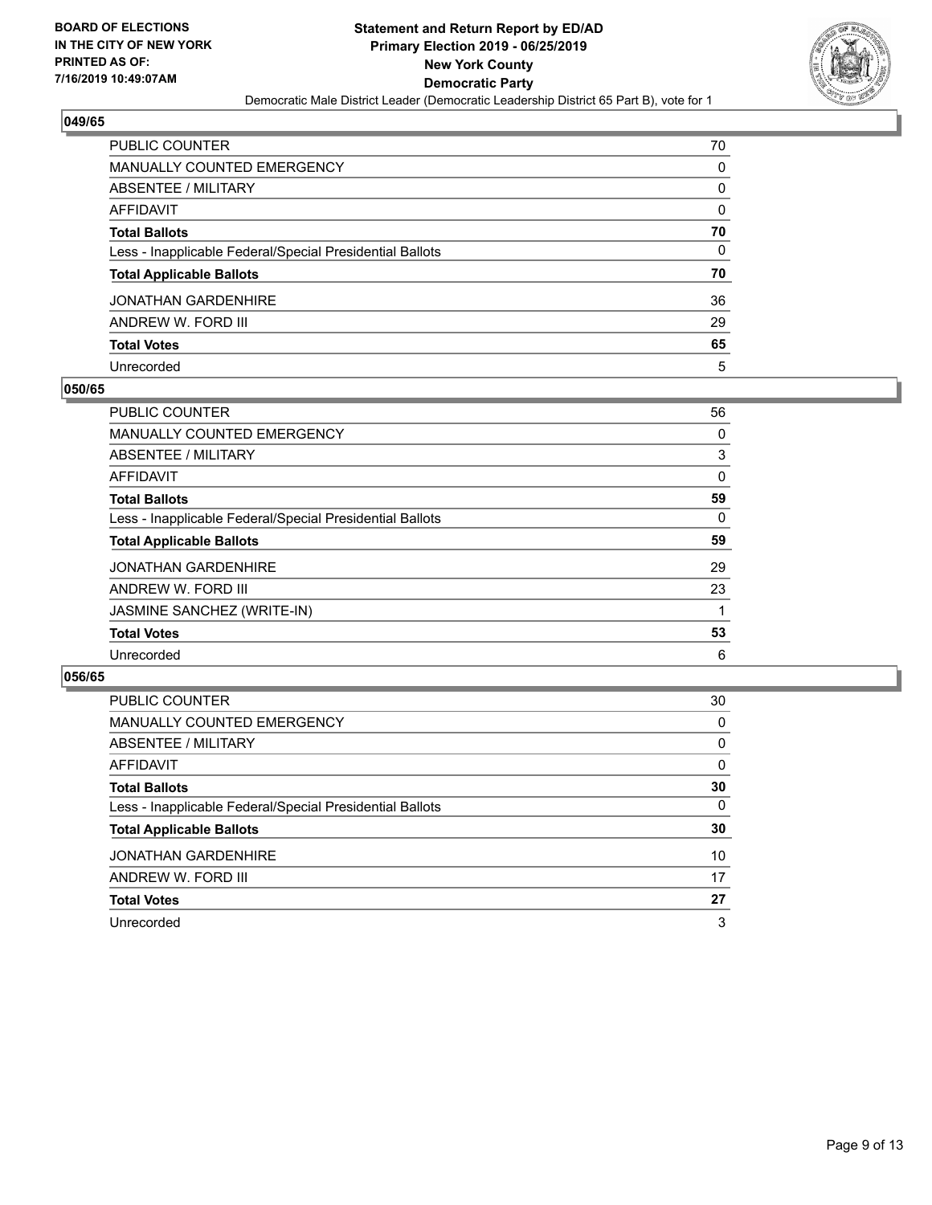BOARD OF ELECTIONS
IN THE CITY OF NEW YORK
PRINTED AS OF:
7/16/2019 10:49:07AM

**Statement and Return Report by ED/AD**
**Primary Election 2019 - 06/25/2019**
**New York County**
**Democratic Party**
Democratic Male District Leader (Democratic Leadership District 65 Part B), vote for 1

### 049/65

| | |
|---|---|
| PUBLIC COUNTER | 70 |
| MANUALLY COUNTED EMERGENCY | 0 |
| ABSENTEE / MILITARY | 0 |
| AFFIDAVIT | 0 |
| **Total Ballots** | **70** |
| Less - Inapplicable Federal/Special Presidential Ballots | 0 |
| **Total Applicable Ballots** | **70** |
| JONATHAN GARDENHIRE | 36 |
| ANDREW W. FORD III | 29 |
| **Total Votes** | **65** |
| Unrecorded | 5 |

### 050/65

| | |
|---|---|
| PUBLIC COUNTER | 56 |
| MANUALLY COUNTED EMERGENCY | 0 |
| ABSENTEE / MILITARY | 3 |
| AFFIDAVIT | 0 |
| **Total Ballots** | **59** |
| Less - Inapplicable Federal/Special Presidential Ballots | 0 |
| **Total Applicable Ballots** | **59** |
| JONATHAN GARDENHIRE | 29 |
| ANDREW W. FORD III | 23 |
| JASMINE SANCHEZ (WRITE-IN) | 1 |
| **Total Votes** | **53** |
| Unrecorded | 6 |

### 056/65

| | |
|---|---|
| PUBLIC COUNTER | 30 |
| MANUALLY COUNTED EMERGENCY | 0 |
| ABSENTEE / MILITARY | 0 |
| AFFIDAVIT | 0 |
| **Total Ballots** | **30** |
| Less - Inapplicable Federal/Special Presidential Ballots | 0 |
| **Total Applicable Ballots** | **30** |
| JONATHAN GARDENHIRE | 10 |
| ANDREW W. FORD III | 17 |
| **Total Votes** | **27** |
| Unrecorded | 3 |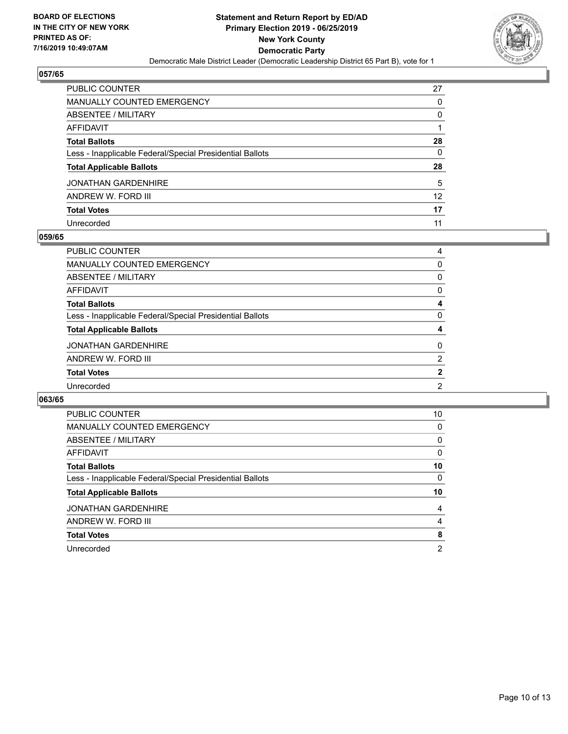BOARD OF ELECTIONS
IN THE CITY OF NEW YORK
PRINTED AS OF:
7/16/2019 10:49:07AM

**Statement and Return Report by ED/AD**
**Primary Election 2019 - 06/25/2019**
**New York County**
**Democratic Party**
Democratic Male District Leader (Democratic Leadership District 65 Part B), vote for 1

## 057/65

| | |
|---|---|
| PUBLIC COUNTER | 27 |
| MANUALLY COUNTED EMERGENCY | 0 |
| ABSENTEE / MILITARY | 0 |
| AFFIDAVIT | 1 |
| **Total Ballots** | **28** |
| Less - Inapplicable Federal/Special Presidential Ballots | 0 |
| **Total Applicable Ballots** | **28** |
| JONATHAN GARDENHIRE | 5 |
| ANDREW W. FORD III | 12 |
| **Total Votes** | **17** |
| Unrecorded | 11 |

## 059/65

| | |
|---|---|
| PUBLIC COUNTER | 4 |
| MANUALLY COUNTED EMERGENCY | 0 |
| ABSENTEE / MILITARY | 0 |
| AFFIDAVIT | 0 |
| **Total Ballots** | **4** |
| Less - Inapplicable Federal/Special Presidential Ballots | 0 |
| **Total Applicable Ballots** | **4** |
| JONATHAN GARDENHIRE | 0 |
| ANDREW W. FORD III | 2 |
| **Total Votes** | **2** |
| Unrecorded | 2 |

## 063/65

| | |
|---|---|
| PUBLIC COUNTER | 10 |
| MANUALLY COUNTED EMERGENCY | 0 |
| ABSENTEE / MILITARY | 0 |
| AFFIDAVIT | 0 |
| **Total Ballots** | **10** |
| Less - Inapplicable Federal/Special Presidential Ballots | 0 |
| **Total Applicable Ballots** | **10** |
| JONATHAN GARDENHIRE | 4 |
| ANDREW W. FORD III | 4 |
| **Total Votes** | **8** |
| Unrecorded | 2 |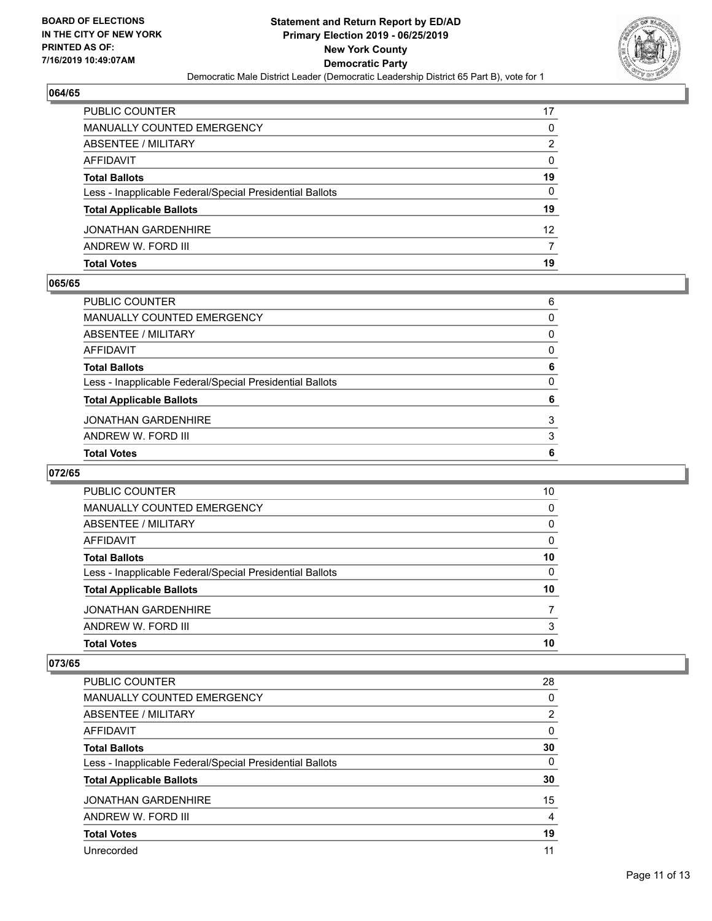### 064/65

| | |
|---|---|
| PUBLIC COUNTER | 17 |
| MANUALLY COUNTED EMERGENCY | 0 |
| ABSENTEE / MILITARY | 2 |
| AFFIDAVIT | 0 |
| **Total Ballots** | **19** |
| Less - Inapplicable Federal/Special Presidential Ballots | 0 |
| **Total Applicable Ballots** | **19** |
| JONATHAN GARDENHIRE | 12 |
| ANDREW W. FORD III | 7 |
| **Total Votes** | **19** |

### 065/65

| | |
|---|---|
| PUBLIC COUNTER | 6 |
| MANUALLY COUNTED EMERGENCY | 0 |
| ABSENTEE / MILITARY | 0 |
| AFFIDAVIT | 0 |
| **Total Ballots** | **6** |
| Less - Inapplicable Federal/Special Presidential Ballots | 0 |
| **Total Applicable Ballots** | **6** |
| JONATHAN GARDENHIRE | 3 |
| ANDREW W. FORD III | 3 |
| **Total Votes** | **6** |

### 072/65

| | |
|---|---|
| PUBLIC COUNTER | 10 |
| MANUALLY COUNTED EMERGENCY | 0 |
| ABSENTEE / MILITARY | 0 |
| AFFIDAVIT | 0 |
| **Total Ballots** | **10** |
| Less - Inapplicable Federal/Special Presidential Ballots | 0 |
| **Total Applicable Ballots** | **10** |
| JONATHAN GARDENHIRE | 7 |
| ANDREW W. FORD III | 3 |
| **Total Votes** | **10** |

### 073/65

| | |
|---|---|
| PUBLIC COUNTER | 28 |
| MANUALLY COUNTED EMERGENCY | 0 |
| ABSENTEE / MILITARY | 2 |
| AFFIDAVIT | 0 |
| **Total Ballots** | **30** |
| Less - Inapplicable Federal/Special Presidential Ballots | 0 |
| **Total Applicable Ballots** | **30** |
| JONATHAN GARDENHIRE | 15 |
| ANDREW W. FORD III | 4 |
| **Total Votes** | **19** |
| Unrecorded | 11 |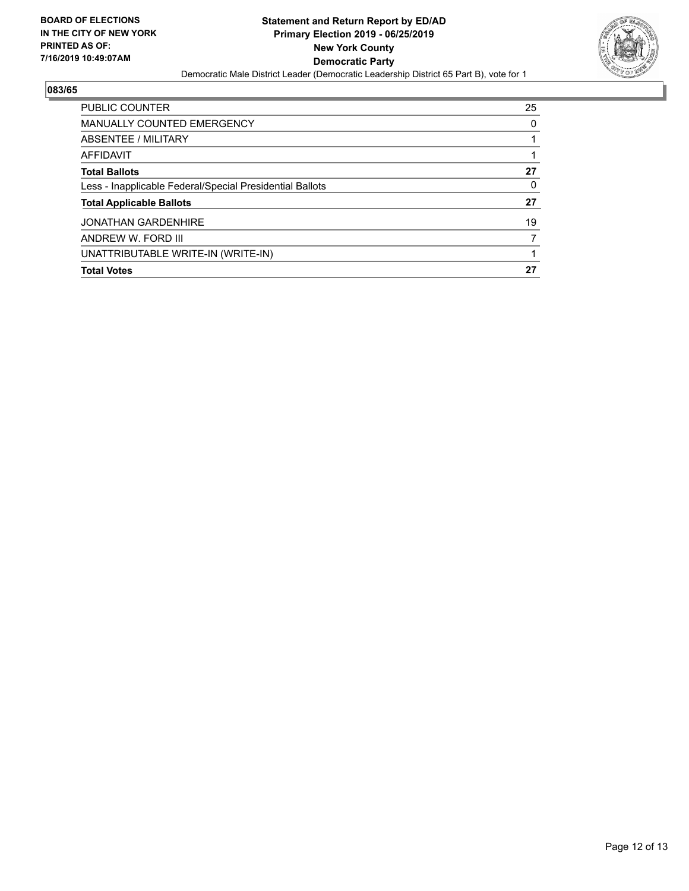**BOARD OF ELECTIONS IN THE CITY OF NEW YORK PRINTED AS OF: 7/16/2019 10:49:07AM**

**Statement and Return Report by ED/AD**
**Primary Election 2019 - 06/25/2019**
**New York County**
**Democratic Party**
Democratic Male District Leader (Democratic Leadership District 65 Part B), vote for 1

## 083/65

| | |
|---|---|
| PUBLIC COUNTER | 25 |
| MANUALLY COUNTED EMERGENCY | 0 |
| ABSENTEE / MILITARY | 1 |
| AFFIDAVIT | 1 |
| **Total Ballots** | **27** |
| Less - Inapplicable Federal/Special Presidential Ballots | 0 |
| **Total Applicable Ballots** | **27** |
| JONATHAN GARDENHIRE | 19 |
| ANDREW W. FORD III | 7 |
| UNATTRIBUTABLE WRITE-IN (WRITE-IN) | 1 |
| **Total Votes** | **27** |